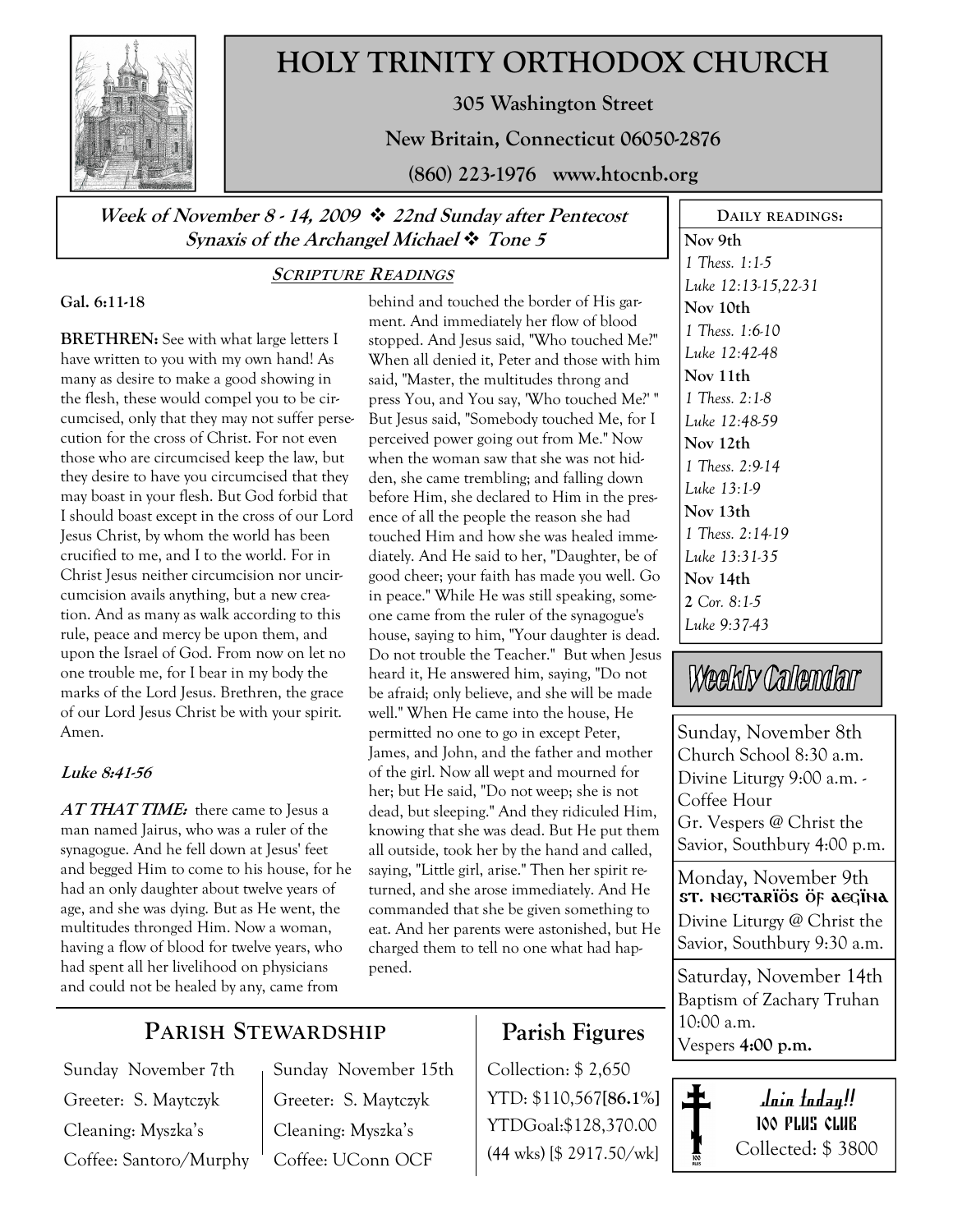# HOLY TRINITY ORTHODOX CHURCH

**305 Washington Street**

**New Britain, Connecticut 06050-2876**

**(860) 223-1976 www.htocnb.org**

***Week of November 8 - 14, 2009 ❖ 22nd Sunday after Pentecost***
***Synaxis of the Archangel Michael ❖ Tone 5***

## SCRIPTURE READINGS

**Gal. 6:11-18**

**BRETHREN:** See with what large letters I have written to you with my own hand! As many as desire to make a good showing in the flesh, these would compel you to be circumcised, only that they may not suffer persecution for the cross of Christ. For not even those who are circumcised keep the law, but they desire to have you circumcised that they may boast in your flesh. But God forbid that I should boast except in the cross of our Lord Jesus Christ, by whom the world has been crucified to me, and I to the world. For in Christ Jesus neither circumcision nor uncircumcision avails anything, but a new creation. And as many as walk according to this rule, peace and mercy be upon them, and upon the Israel of God. From now on let no one trouble me, for I bear in my body the marks of the Lord Jesus. Brethren, the grace of our Lord Jesus Christ be with your spirit. Amen.

***Luke 8:41-56***

***AT THAT TIME:*** there came to Jesus a man named Jairus, who was a ruler of the synagogue. And he fell down at Jesus' feet and begged Him to come to his house, for he had an only daughter about twelve years of age, and she was dying. But as He went, the multitudes thronged Him. Now a woman, having a flow of blood for twelve years, who had spent all her livelihood on physicians and could not be healed by any, came from behind and touched the border of His garment. And immediately her flow of blood stopped. And Jesus said, "Who touched Me?" When all denied it, Peter and those with him said, "Master, the multitudes throng and press You, and You say, 'Who touched Me?' " But Jesus said, "Somebody touched Me, for I perceived power going out from Me." Now when the woman saw that she was not hidden, she came trembling; and falling down before Him, she declared to Him in the presence of all the people the reason she had touched Him and how she was healed immediately. And He said to her, "Daughter, be of good cheer; your faith has made you well. Go in peace." While He was still speaking, someone came from the ruler of the synagogue's house, saying to him, "Your daughter is dead. Do not trouble the Teacher." But when Jesus heard it, He answered him, saying, "Do not be afraid; only believe, and she will be made well." When He came into the house, He permitted no one to go in except Peter, James, and John, and the father and mother of the girl. Now all wept and mourned for her; but He said, "Do not weep; she is not dead, but sleeping." And they ridiculed Him, knowing that she was dead. But He put them all outside, took her by the hand and called, saying, "Little girl, arise." Then her spirit returned, and she arose immediately. And He commanded that she be given something to eat. And her parents were astonished, but He charged them to tell no one what had happened.

## PARISH STEWARDSHIP

Sunday November 7th
Greeter: S. Maytczyk
Cleaning: Myszka's
Coffee: Santoro/Murphy

Sunday November 15th
Greeter: S. Maytczyk
Cleaning: Myszka's
Coffee: UConn OCF

## Parish Figures

Collection: $ 2,650
YTD: $110,567**[86.1%]**
YTDGoal:$128,370.00
(44 wks) [$ 2917.50/wk]

## DAILY READINGS:

**Nov 9th**
*1 Thess. 1:1-5*
*Luke 12:13-15,22-31*

**Nov 10th**
*1 Thess. 1:6-10*
*Luke 12:42-48*

**Nov 11th**
*1 Thess. 2:1-8*
*Luke 12:48-59*

**Nov 12th**
*1 Thess. 2:9-14*
*Luke 13:1-9*

**Nov 13th**
*1 Thess. 2:14-19*
*Luke 13:31-35*

**Nov 14th**
**2** *Cor. 8:1-5*
*Luke 9:37-43*

## Weekly Calendar

Sunday, November 8th
Church School 8:30 a.m.
Divine Liturgy 9:00 a.m. - Coffee Hour
Gr. Vespers @ Christ the Savior, Southbury 4:00 p.m.

Monday, November 9th
**ST. NECTARIOS OF AEGINA**
Divine Liturgy @ Christ the Savior, Southbury 9:30 a.m.

Saturday, November 14th
Baptism of Zachary Truhan 10:00 a.m.
Vespers **4:00 p.m.**

***Join today!!***
**100 PLUS CLUB**
Collected: $ 3800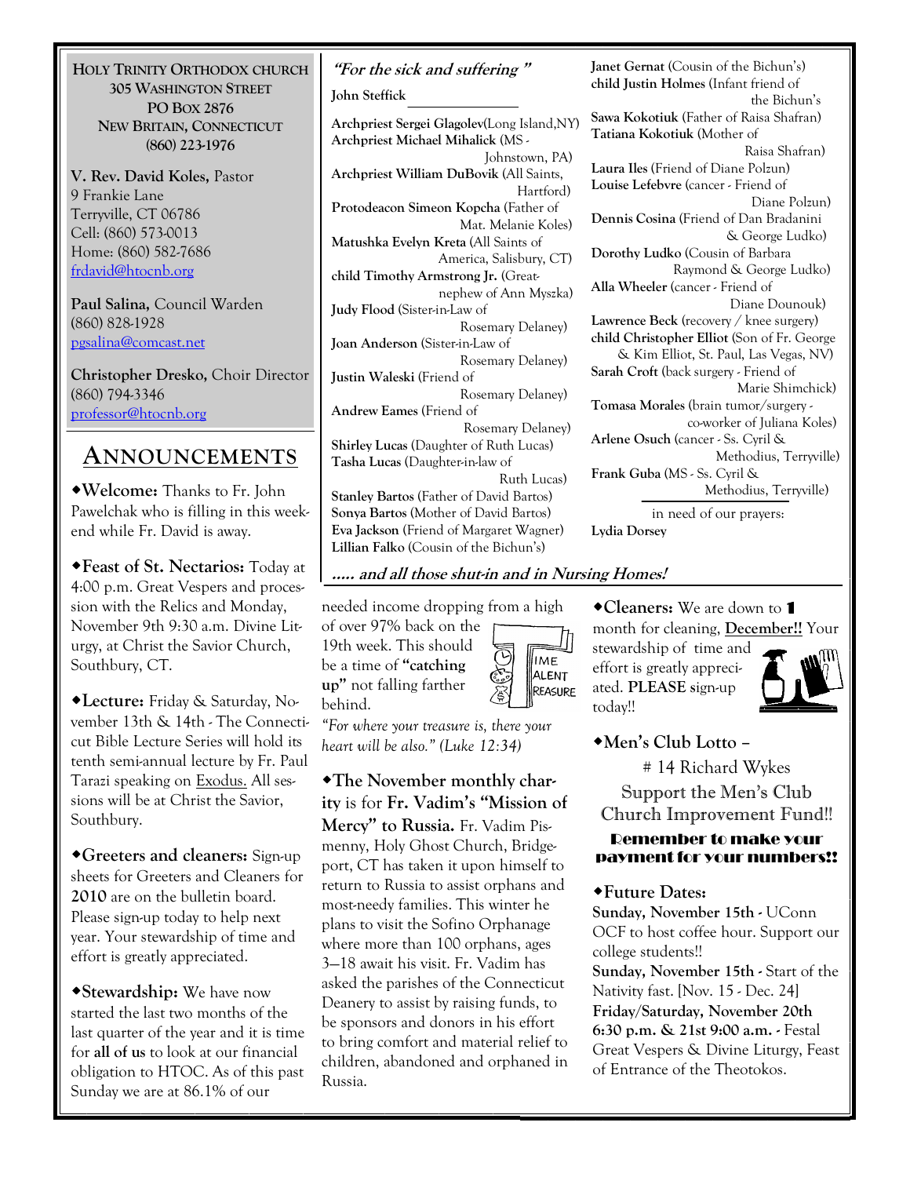**HOLY TRINITY ORTHODOX CHURCH**
**305 WASHINGTON STREET**
**PO BOX 2876**
**NEW BRITAIN, CONNECTICUT**
**(860) 223-1976**

**V. Rev. David Koles,** Pastor
9 Frankie Lane
Terryville, CT 06786
Cell: (860) 573-0013
Home: (860) 582-7686
frdavid@htocnb.org

**Paul Salina,** Council Warden
(860) 828-1928
pgsalina@comcast.net

**Christopher Dresko,** Choir Director
(860) 794-3346
professor@htocnb.org

*"For the sick and suffering"*

**John Steffick**

**Archpriest Sergei Glagolev** (Long Island, NY)
**Archpriest Michael Mihalick** (MS - Johnstown, PA)
**Archpriest William DuBovik** (All Saints, Hartford)
**Protodeacon Simeon Kopcha** (Father of Mat. Melanie Koles)
**Matushka Evelyn Kreta** (All Saints of America, Salisbury, CT)
**child Timothy Armstrong Jr.** (Great-nephew of Ann Myszka)
**Judy Flood** (Sister-in-Law of Rosemary Delaney)
**Joan Anderson** (Sister-in-Law of Rosemary Delaney)
**Justin Waleski** (Friend of Rosemary Delaney)
**Andrew Eames** (Friend of Rosemary Delaney)
**Shirley Lucas** (Daughter of Ruth Lucas)
**Tasha Lucas** (Daughter-in-law of Ruth Lucas)
**Stanley Bartos** (Father of David Bartos)
**Sonya Bartos** (Mother of David Bartos)
**Eva Jackson** (Friend of Margaret Wagner)
**Lillian Falko** (Cousin of the Bichun's)
**Janet Gernat** (Cousin of the Bichun's)
**child Justin Holmes** (Infant friend of the Bichun's
**Sawa Kokotiuk** (Father of Raisa Shafran)
**Tatiana Kokotiuk** (Mother of Raisa Shafran)
**Laura Iles** (Friend of Diane Polzun)
**Louise Lefebvre** (cancer - Friend of Diane Polzun)
**Dennis Cosina** (Friend of Dan Bradanini & George Ludko)
**Dorothy Ludko** (Cousin of Barbara Raymond & George Ludko)
**Alla Wheeler** (cancer - Friend of Diane Dounouk)
**Lawrence Beck** (recovery / knee surgery)
**child Christopher Elliot** (Son of Fr. George & Kim Elliot, St. Paul, Las Vegas, NV)
**Sarah Croft** (back surgery - Friend of Marie Shimchick)
**Tomasa Morales** (brain tumor/surgery - co-worker of Juliana Koles)
**Arlene Osuch** (cancer - Ss. Cyril & Methodius, Terryville)
**Frank Guba** (MS - Ss. Cyril & Methodius, Terryville)

in need of our prayers:

**Lydia Dorsey**

***..... and all those shut-in and in Nursing Homes!***

# ANNOUNCEMENTS

◆**Welcome:** Thanks to Fr. John Pawelchak who is filling in this weekend while Fr. David is away.

◆**Feast of St. Nectarios:** Today at 4:00 p.m. Great Vespers and procession with the Relics and Monday, November 9th 9:30 a.m. Divine Liturgy, at Christ the Savior Church, Southbury, CT.

◆**Lecture:** Friday & Saturday, November 13th & 14th - The Connecticut Bible Lecture Series will hold its tenth semi-annual lecture by Fr. Paul Tarazi speaking on Exodus. All sessions will be at Christ the Savior, Southbury.

◆**Greeters and cleaners:** Sign-up sheets for Greeters and Cleaners for **2010** are on the bulletin board. Please sign-up today to help next year. Your stewardship of time and effort is greatly appreciated.

◆**Stewardship:** We have now started the last two months of the last quarter of the year and it is time for **all of us** to look at our financial obligation to HTOC. As of this past Sunday we are at 86.1% of our needed income dropping from a high of over 97% back on the 19th week. This should be a time of **"catching up"** not falling farther behind.

TIME TALENT TREASURE

*"For where your treasure is, there your heart will be also." (Luke 12:34)*

◆**The November monthly charity** is for **Fr. Vadim's "Mission of Mercy" to Russia.** Fr. Vadim Pismenny, Holy Ghost Church, Bridgeport, CT has taken it upon himself to return to Russia to assist orphans and most-needy families. This winter he plans to visit the Sofino Orphanage where more than 100 orphans, ages 3—18 await his visit. Fr. Vadim has asked the parishes of the Connecticut Deanery to assist by raising funds, to be sponsors and donors in his effort to bring comfort and material relief to children, abandoned and orphaned in Russia.

◆**Cleaners:** We are down to **1** month for cleaning, **December!!** Your stewardship of time and effort is greatly appreciated. **PLEASE s**ign-up today!!

◆**Men's Club Lotto –**

# 14 Richard Wykes

Support the Men's Club Church Improvement Fund!!

**Remember to make your payment for your numbers!!**

◆**Future Dates:**

**Sunday, November 15th -** UConn OCF to host coffee hour. Support our college students!!

**Sunday, November 15th -** Start of the Nativity fast. [Nov. 15 - Dec. 24]

**Friday/Saturday, November 20th 6:30 p.m. & 21st 9:00 a.m. -** Festal Great Vespers & Divine Liturgy, Feast of Entrance of the Theotokos.